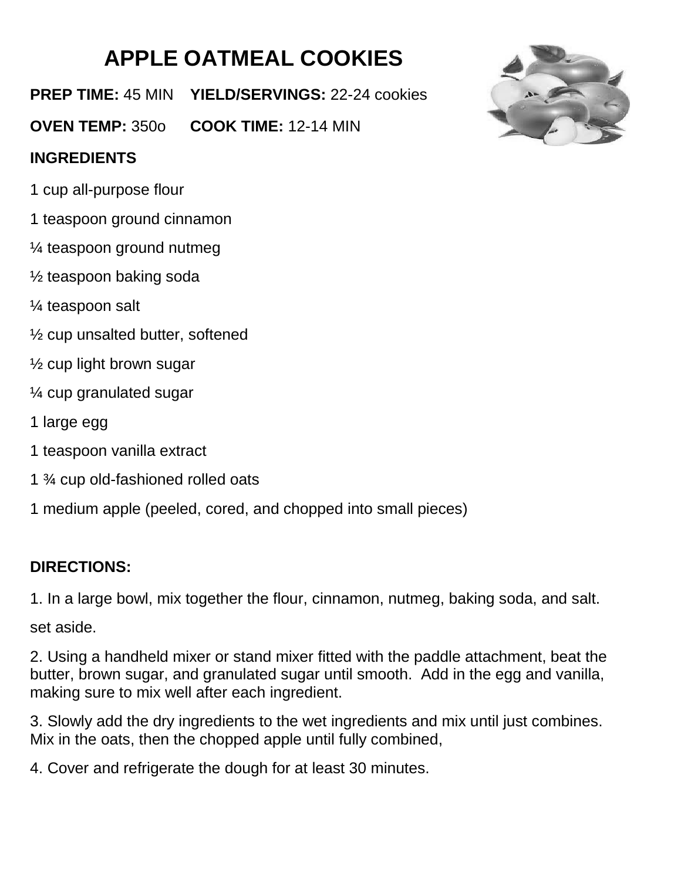# APPLE OATMEAL COOKIES

**PREP TIME:** 45 MIN **YIELD/SERVINGS:** 22-24 cookies

**OVEN TEMP:** 350o **COOK TIME:** 12-14 MIN

**INGREDIENTS**

1 cup all-purpose flour

1 teaspoon ground cinnamon

¼ teaspoon ground nutmeg

½ teaspoon baking soda

¼ teaspoon salt

½ cup unsalted butter, softened

½ cup light brown sugar

¼ cup granulated sugar

1 large egg

1 teaspoon vanilla extract

1 ¾ cup old-fashioned rolled oats

1 medium apple (peeled, cored, and chopped into small pieces)

**DIRECTIONS:**

1. In a large bowl, mix together the flour, cinnamon, nutmeg, baking soda, and salt. set aside.

2. Using a handheld mixer or stand mixer fitted with the paddle attachment, beat the butter, brown sugar, and granulated sugar until smooth. Add in the egg and vanilla, making sure to mix well after each ingredient.

3. Slowly add the dry ingredients to the wet ingredients and mix until just combines. Mix in the oats, then the chopped apple until fully combined,

4. Cover and refrigerate the dough for at least 30 minutes.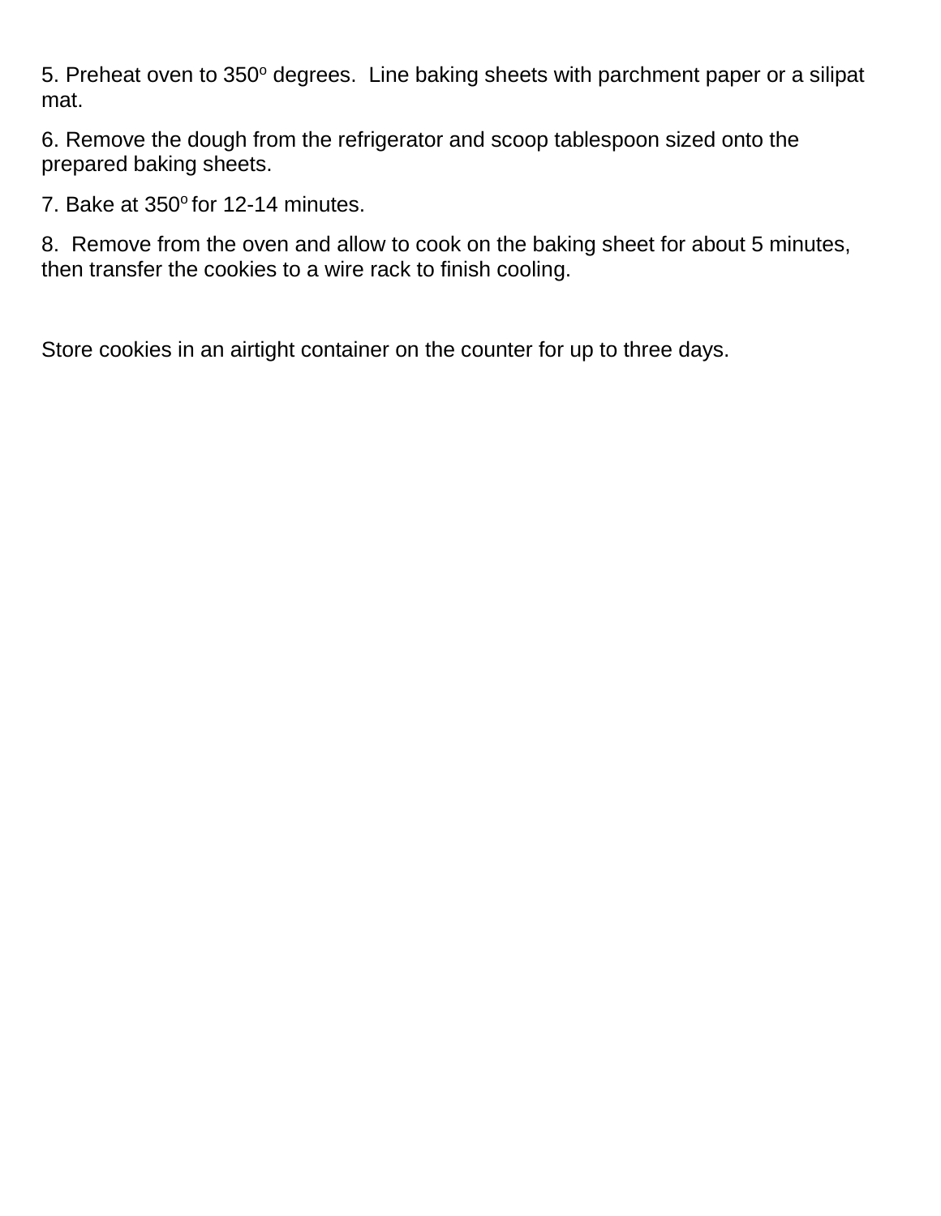5. Preheat oven to 350$^{o}$ degrees.  Line baking sheets with parchment paper or a silipat mat.

6. Remove the dough from the refrigerator and scoop tablespoon sized onto the prepared baking sheets.

7. Bake at 350$^{o}$ for 12-14 minutes.

8.  Remove from the oven and allow to cook on the baking sheet for about 5 minutes, then transfer the cookies to a wire rack to finish cooling.

Store cookies in an airtight container on the counter for up to three days.